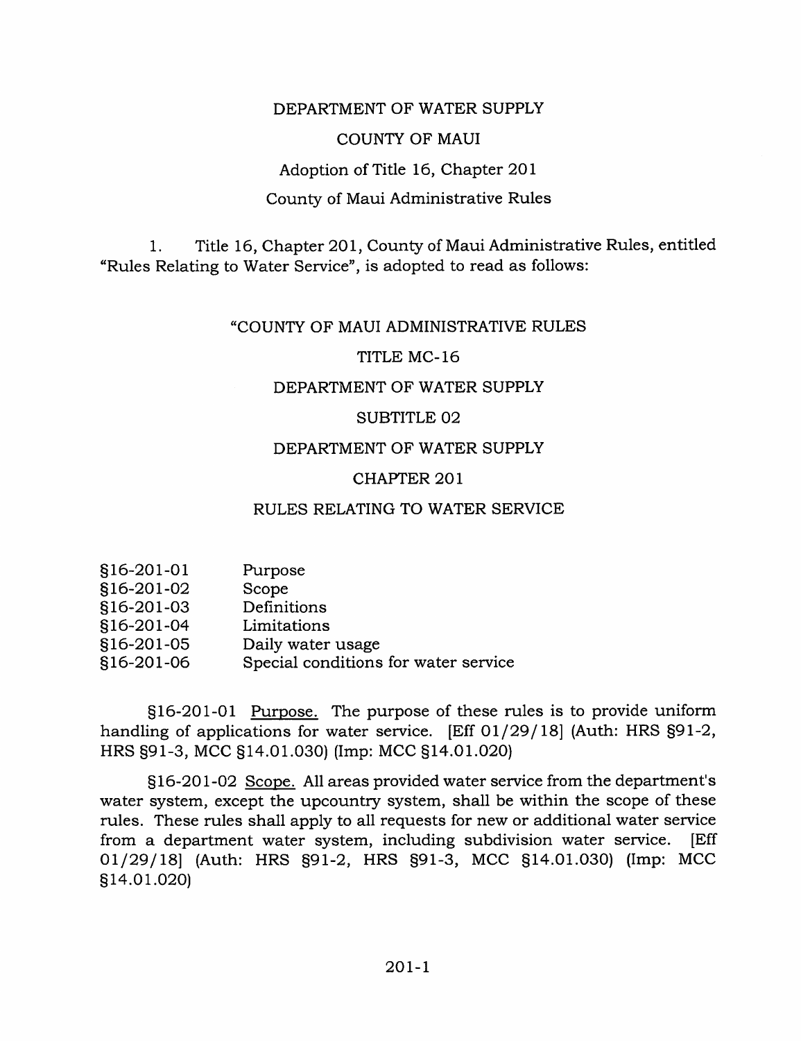DEPARTMENT OF WATER SUPPLY

COUNTY OF MAUI

Adoption of Title 16, Chapter 201

County of Maui Administrative Rules

1. Title 16, Chapter 201, County of Maui Administrative Rules, entitled "Rules Relating to Water Service", is adopted to read as follows:

"COUNTY OF MAUI ADMINISTRATIVE RULES

TITLE MC-16

DEPARTMENT OF WATER SUPPLY

SUBTITLE 02

DEPARTMENT OF WATER SUPPLY

CHAPTER 201

RULES RELATING TO WATER SERVICE

| | |
|---|---|
| §16-201-01 | Purpose |
| §16-201-02 | Scope |
| §16-201-03 | Definitions |
| §16-201-04 | Limitations |
| §16-201-05 | Daily water usage |
| §16-201-06 | Special conditions for water service |

§16-201-01 Purpose. The purpose of these rules is to provide uniform handling of applications for water service. [Eff 01/29/18] (Auth: HRS §91-2, HRS §91-3, MCC §14.01.030) (Imp: MCC §14.01.020)

§16-201-02 Scope. All areas provided water service from the department's water system, except the upcountry system, shall be within the scope of these rules. These rules shall apply to all requests for new or additional water service from a department water system, including subdivision water service. [Eff 01/29/18] (Auth: HRS §91-2, HRS §91-3, MCC §14.01.030) (Imp: MCC §14.01.020)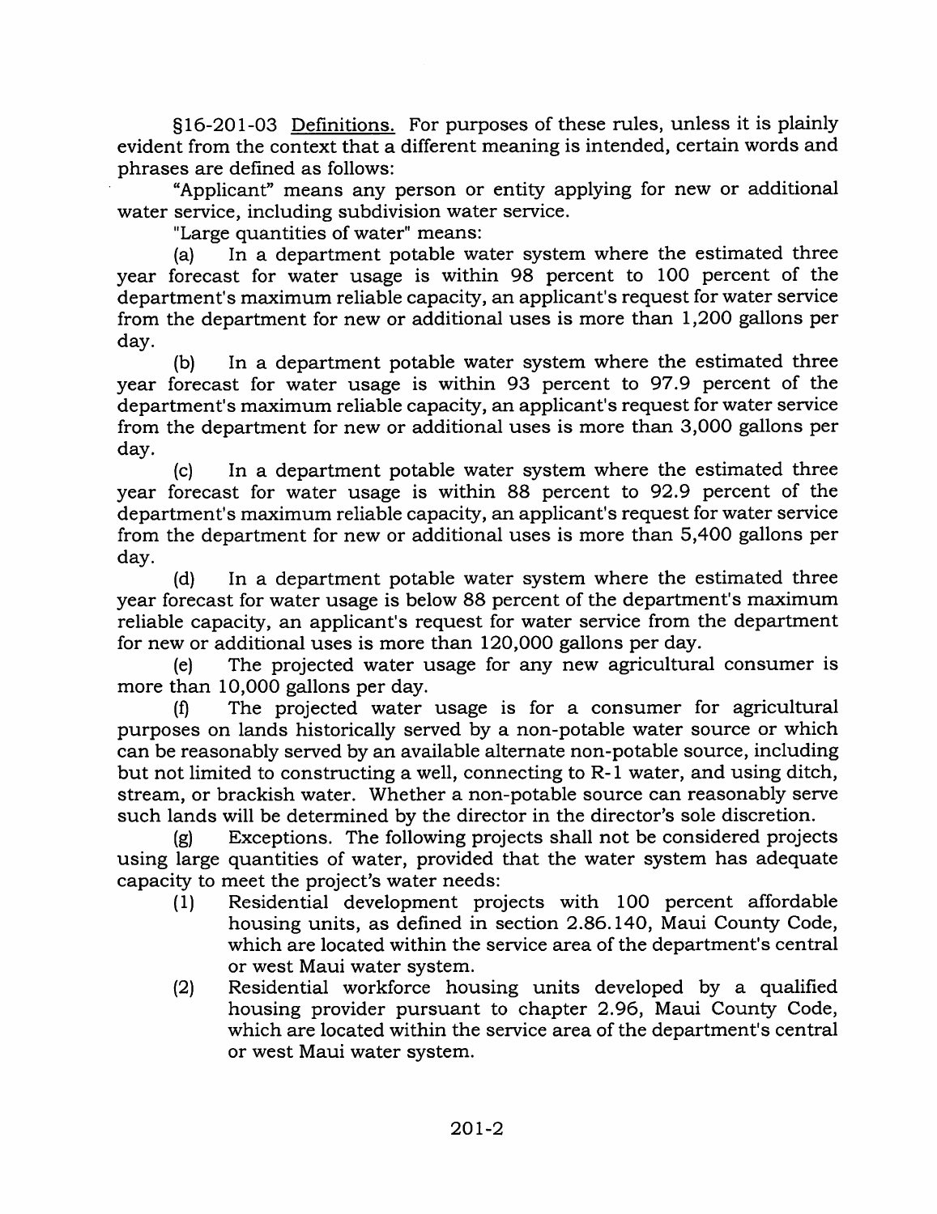§16-201-03 Definitions. For purposes of these rules, unless it is plainly evident from the context that a different meaning is intended, certain words and phrases are defined as follows:

"Applicant" means any person or entity applying for new or additional water service, including subdivision water service.

"Large quantities of water" means:

(a) In a department potable water system where the estimated three year forecast for water usage is within 98 percent to 100 percent of the department's maximum reliable capacity, an applicant's request for water service from the department for new or additional uses is more than 1,200 gallons per day.

(b) In a department potable water system where the estimated three year forecast for water usage is within 93 percent to 97.9 percent of the department's maximum reliable capacity, an applicant's request for water service from the department for new or additional uses is more than 3,000 gallons per day.

(c) In a department potable water system where the estimated three year forecast for water usage is within 88 percent to 92.9 percent of the department's maximum reliable capacity, an applicant's request for water service from the department for new or additional uses is more than 5,400 gallons per day.

(d) In a department potable water system where the estimated three year forecast for water usage is below 88 percent of the department's maximum reliable capacity, an applicant's request for water service from the department for new or additional uses is more than 120,000 gallons per day.

(e) The projected water usage for any new agricultural consumer is more than 10,000 gallons per day.

(f) The projected water usage is for a consumer for agricultural purposes on lands historically served by a non-potable water source or which can be reasonably served by an available alternate non-potable source, including but not limited to constructing a well, connecting to R-1 water, and using ditch, stream, or brackish water. Whether a non-potable source can reasonably serve such lands will be determined by the director in the director's sole discretion.

(g) Exceptions. The following projects shall not be considered projects using large quantities of water, provided that the water system has adequate capacity to meet the project's water needs:

(1) Residential development projects with 100 percent affordable housing units, as defined in section 2.86.140, Maui County Code, which are located within the service area of the department's central or west Maui water system.

(2) Residential workforce housing units developed by a qualified housing provider pursuant to chapter 2.96, Maui County Code, which are located within the service area of the department's central or west Maui water system.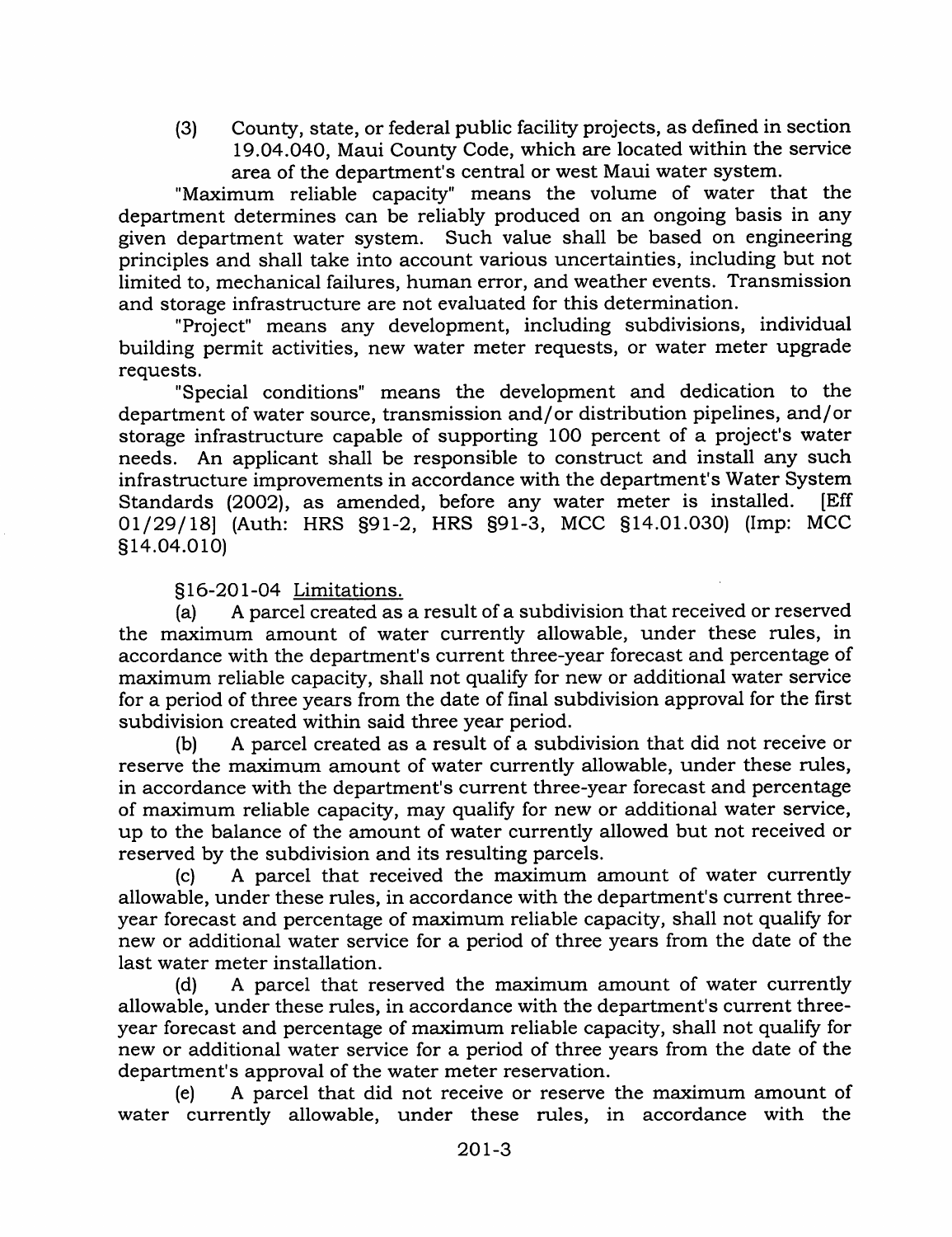(3) County, state, or federal public facility projects, as defined in section 19.04.040, Maui County Code, which are located within the service area of the department's central or west Maui water system.

"Maximum reliable capacity" means the volume of water that the department determines can be reliably produced on an ongoing basis in any given department water system. Such value shall be based on engineering principles and shall take into account various uncertainties, including but not limited to, mechanical failures, human error, and weather events. Transmission and storage infrastructure are not evaluated for this determination.

"Project" means any development, including subdivisions, individual building permit activities, new water meter requests, or water meter upgrade requests.

"Special conditions" means the development and dedication to the department of water source, transmission and/or distribution pipelines, and/or storage infrastructure capable of supporting 100 percent of a project's water needs. An applicant shall be responsible to construct and install any such infrastructure improvements in accordance with the department's Water System Standards (2002), as amended, before any water meter is installed. [Eff 01/29/18] (Auth: HRS §91-2, HRS §91-3, MCC §14.01.030) (Imp: MCC §14.04.010)

§16-201-04 Limitations.

(a) A parcel created as a result of a subdivision that received or reserved the maximum amount of water currently allowable, under these rules, in accordance with the department's current three-year forecast and percentage of maximum reliable capacity, shall not qualify for new or additional water service for a period of three years from the date of final subdivision approval for the first subdivision created within said three year period.

(b) A parcel created as a result of a subdivision that did not receive or reserve the maximum amount of water currently allowable, under these rules, in accordance with the department's current three-year forecast and percentage of maximum reliable capacity, may qualify for new or additional water service, up to the balance of the amount of water currently allowed but not received or reserved by the subdivision and its resulting parcels.

(c) A parcel that received the maximum amount of water currently allowable, under these rules, in accordance with the department's current three-year forecast and percentage of maximum reliable capacity, shall not qualify for new or additional water service for a period of three years from the date of the last water meter installation.

(d) A parcel that reserved the maximum amount of water currently allowable, under these rules, in accordance with the department's current three-year forecast and percentage of maximum reliable capacity, shall not qualify for new or additional water service for a period of three years from the date of the department's approval of the water meter reservation.

(e) A parcel that did not receive or reserve the maximum amount of water currently allowable, under these rules, in accordance with the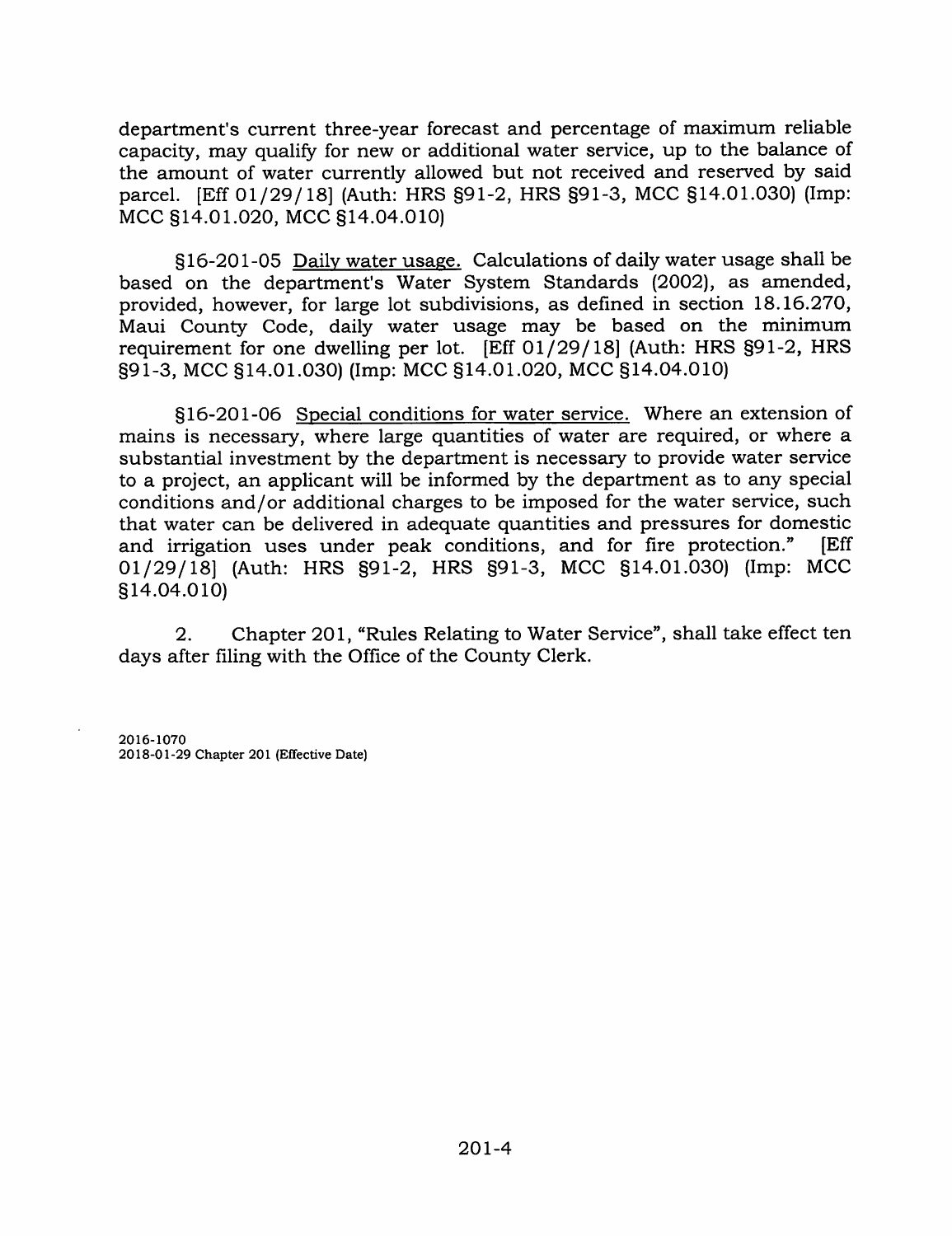department's current three-year forecast and percentage of maximum reliable capacity, may qualify for new or additional water service, up to the balance of the amount of water currently allowed but not received and reserved by said parcel. [Eff 01/29/18] (Auth: HRS §91-2, HRS §91-3, MCC §14.01.030) (Imp: MCC §14.01.020, MCC §14.04.010)

§16-201-05 <u>Daily water usage.</u> Calculations of daily water usage shall be based on the department's Water System Standards (2002), as amended, provided, however, for large lot subdivisions, as defined in section 18.16.270, Maui County Code, daily water usage may be based on the minimum requirement for one dwelling per lot. [Eff 01/29/18] (Auth: HRS §91-2, HRS §91-3, MCC §14.01.030) (Imp: MCC §14.01.020, MCC §14.04.010)

§16-201-06 <u>Special conditions for water service.</u> Where an extension of mains is necessary, where large quantities of water are required, or where a substantial investment by the department is necessary to provide water service to a project, an applicant will be informed by the department as to any special conditions and/or additional charges to be imposed for the water service, such that water can be delivered in adequate quantities and pressures for domestic and irrigation uses under peak conditions, and for fire protection." [Eff 01/29/18] (Auth: HRS §91-2, HRS §91-3, MCC §14.01.030) (Imp: MCC §14.04.010)

2. Chapter 201, "Rules Relating to Water Service", shall take effect ten days after filing with the Office of the County Clerk.

2016-1070
2018-01-29 Chapter 201 (Effective Date)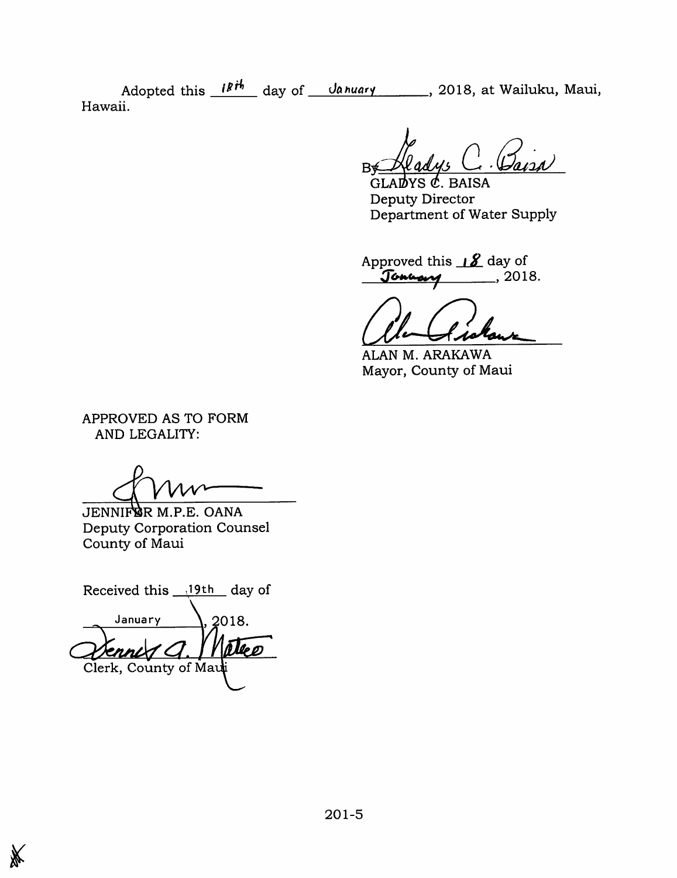Adopted this 18th day of January, 2018, at Wailuku, Maui, Hawaii.

By GLADYS C. BAISA  
Deputy Director  
Department of Water Supply

Approved this 18 day of January, 2018.

ALAN M. ARAKAWA  
Mayor, County of Maui

APPROVED AS TO FORM AND LEGALITY:

JENNIFER M.P.E. OANA  
Deputy Corporation Counsel  
County of Maui

Received this 19th day of January, 2018.

Clerk, County of Maui

201-5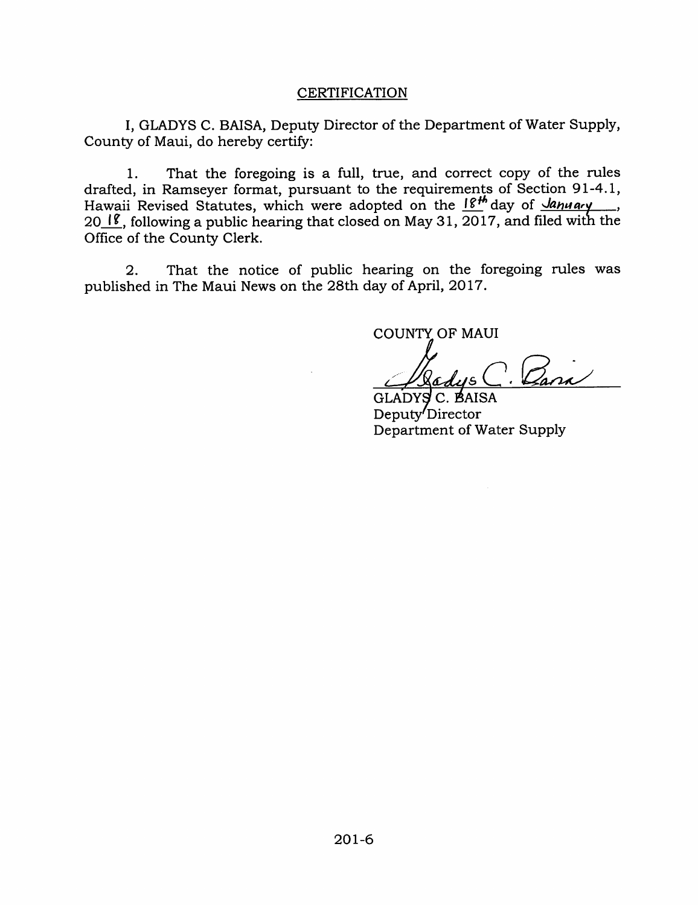## CERTIFICATION

I, GLADYS C. BAISA, Deputy Director of the Department of Water Supply, County of Maui, do hereby certify:

1. That the foregoing is a full, true, and correct copy of the rules drafted, in Ramseyer format, pursuant to the requirements of Section 91-4.1, Hawaii Revised Statutes, which were adopted on the 18th day of January, 2018, following a public hearing that closed on May 31, 2017, and filed with the Office of the County Clerk.

2. That the notice of public hearing on the foregoing rules was published in The Maui News on the 28th day of April, 2017.

COUNTY OF MAUI

GLADYS C. BAISA
Deputy Director
Department of Water Supply

201-6